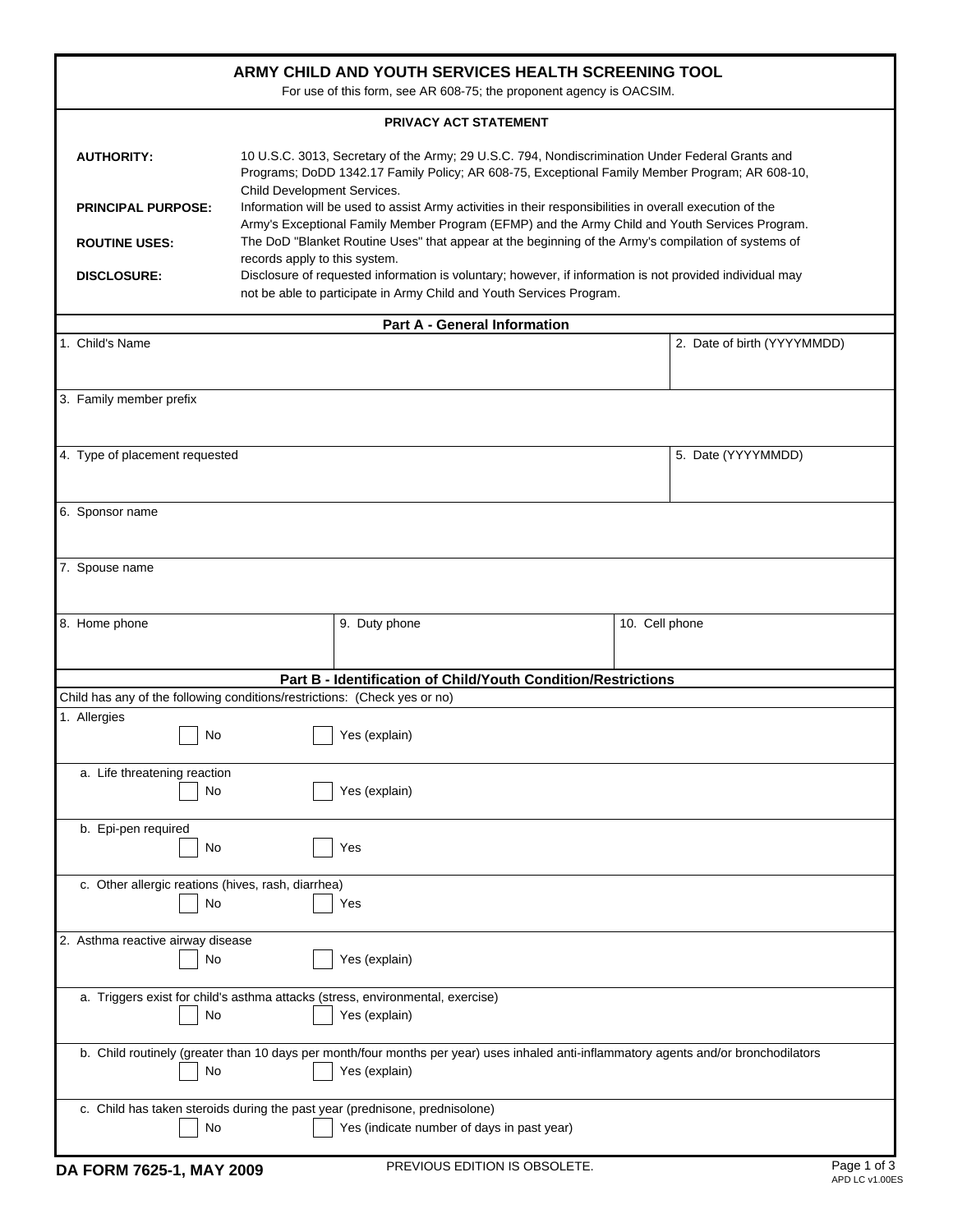# ARMY CHILD AND YOUTH SERVICES HEALTH SCREENING TOOL

For use of this form, see AR 608-75; the proponent agency is OACSIM.

## PRIVACY ACT STATEMENT

**AUTHORITY:** 10 U.S.C. 3013, Secretary of the Army; 29 U.S.C. 794, Nondiscrimination Under Federal Grants and Programs; DoDD 1342.17 Family Policy; AR 608-75, Exceptional Family Member Program; AR 608-10, Child Development Services.

**PRINCIPAL PURPOSE:** Information will be used to assist Army activities in their responsibilities in overall execution of the Army's Exceptional Family Member Program (EFMP) and the Army Child and Youth Services Program.

**ROUTINE USES:** The DoD "Blanket Routine Uses" that appear at the beginning of the Army's compilation of systems of records apply to this system.

**DISCLOSURE:** Disclosure of requested information is voluntary; however, if information is not provided individual may not be able to participate in Army Child and Youth Services Program.

## Part A - General Information

| 1. Child's Name | 2. Date of birth (YYYYMMDD) |
|---|---|
| | |

3. Family member prefix

| 4. Type of placement requested | 5. Date (YYYYMMDD) |
|---|---|
| | |

6. Sponsor name

7. Spouse name

| 8. Home phone | 9. Duty phone | 10. Cell phone |
|---|---|---|
| | | |

## Part B - Identification of Child/Youth Condition/Restrictions

Child has any of the following conditions/restrictions: (Check yes or no)

1. Allergies
   - ☐ No ☐ Yes (explain)

   a. Life threatening reaction
   - ☐ No ☐ Yes (explain)

   b. Epi-pen required
   - ☐ No ☐ Yes

   c. Other allergic reations (hives, rash, diarrhea)
   - ☐ No ☐ Yes

2. Asthma reactive airway disease
   - ☐ No ☐ Yes (explain)

   a. Triggers exist for child's asthma attacks (stress, environmental, exercise)
   - ☐ No ☐ Yes (explain)

   b. Child routinely (greater than 10 days per month/four months per year) uses inhaled anti-inflammatory agents and/or bronchodilators
   - ☐ No ☐ Yes (explain)

   c. Child has taken steroids during the past year (prednisone, prednisolone)
   - ☐ No ☐ Yes (indicate number of days in past year)

DA FORM 7625-1, MAY 2009 — PREVIOUS EDITION IS OBSOLETE.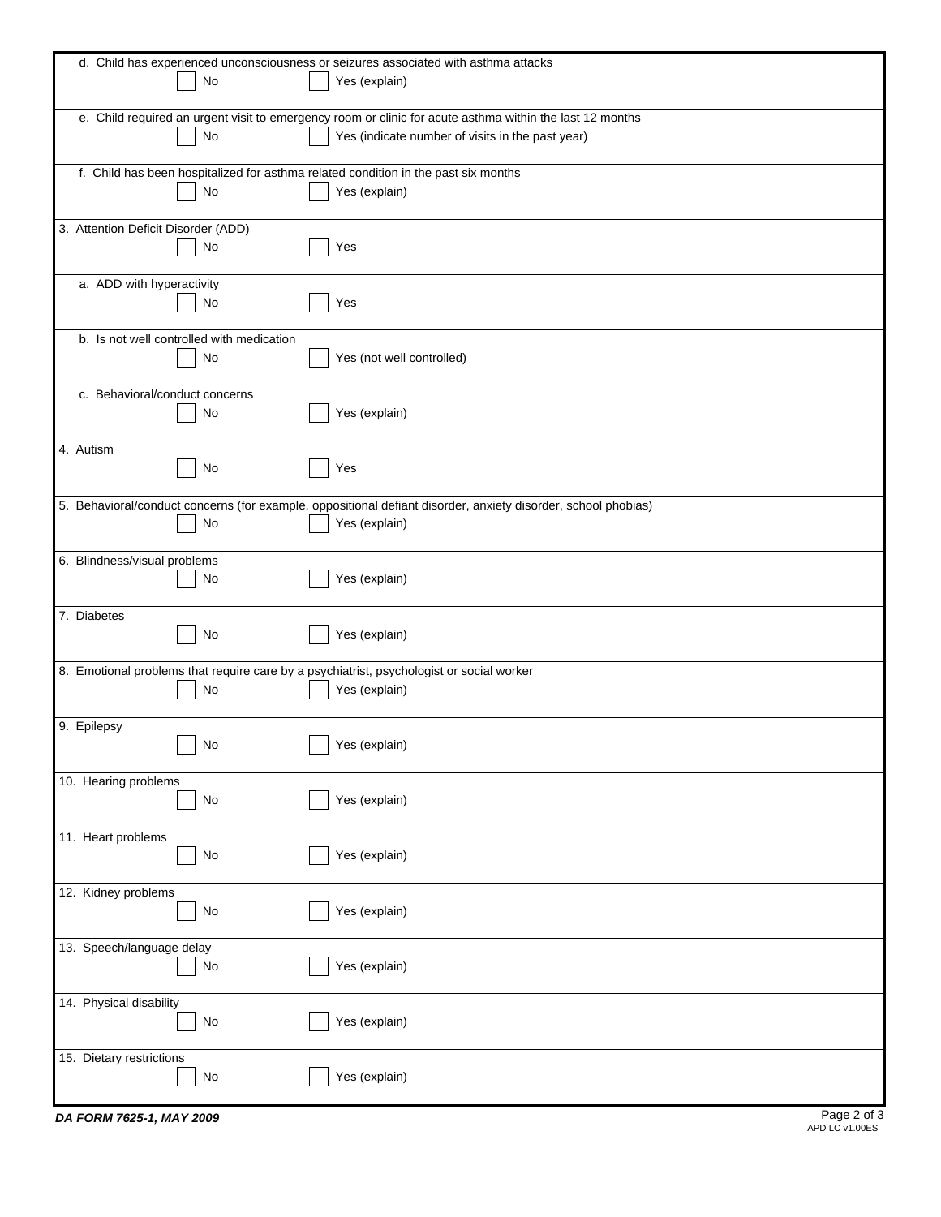d. Child has experienced unconsciousness or seizures associated with asthma attacks

☐ No ☐ Yes (explain)

e. Child required an urgent visit to emergency room or clinic for acute asthma within the last 12 months

☐ No ☐ Yes (indicate number of visits in the past year)

f. Child has been hospitalized for asthma related condition in the past six months

☐ No ☐ Yes (explain)

3. Attention Deficit Disorder (ADD)

☐ No ☐ Yes

a. ADD with hyperactivity

☐ No ☐ Yes

b. Is not well controlled with medication

☐ No ☐ Yes (not well controlled)

c. Behavioral/conduct concerns

☐ No ☐ Yes (explain)

4. Autism

☐ No ☐ Yes

5. Behavioral/conduct concerns (for example, oppositional defiant disorder, anxiety disorder, school phobias)

☐ No ☐ Yes (explain)

6. Blindness/visual problems

☐ No ☐ Yes (explain)

7. Diabetes

☐ No ☐ Yes (explain)

8. Emotional problems that require care by a psychiatrist, psychologist or social worker

☐ No ☐ Yes (explain)

9. Epilepsy

☐ No ☐ Yes (explain)

10. Hearing problems

☐ No ☐ Yes (explain)

11. Heart problems

☐ No ☐ Yes (explain)

12. Kidney problems

☐ No ☐ Yes (explain)

13. Speech/language delay

☐ No ☐ Yes (explain)

14. Physical disability

☐ No ☐ Yes (explain)

15. Dietary restrictions

☐ No ☐ Yes (explain)

**DA FORM 7625-1, MAY 2009**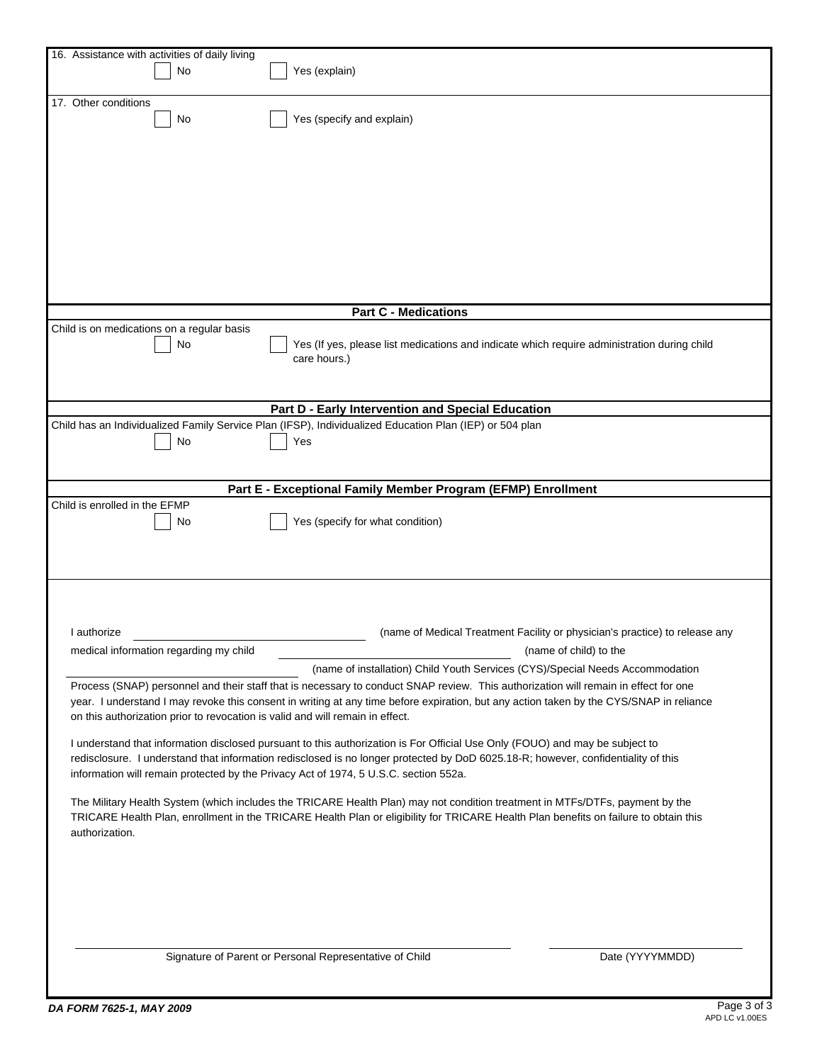16. Assistance with activities of daily living

☐ No ☐ Yes (explain)

17. Other conditions

☐ No ☐ Yes (specify and explain)

## Part C - Medications

Child is on medications on a regular basis

☐ No ☐ Yes (If yes, please list medications and indicate which require administration during child care hours.)

## Part D - Early Intervention and Special Education

Child has an Individualized Family Service Plan (IFSP), Individualized Education Plan (IEP) or 504 plan

☐ No ☐ Yes

## Part E - Exceptional Family Member Program (EFMP) Enrollment

Child is enrolled in the EFMP

☐ No ☐ Yes (specify for what condition)

I authorize ______________________ (name of Medical Treatment Facility or physician's practice) to release any medical information regarding my child ______________________ (name of child) to the ______________________ (name of installation) Child Youth Services (CYS)/Special Needs Accommodation Process (SNAP) personnel and their staff that is necessary to conduct SNAP review. This authorization will remain in effect for one year. I understand I may revoke this consent in writing at any time before expiration, but any action taken by the CYS/SNAP in reliance on this authorization prior to revocation is valid and will remain in effect.

I understand that information disclosed pursuant to this authorization is For Official Use Only (FOUO) and may be subject to redisclosure. I understand that information redisclosed is no longer protected by DoD 6025.18-R; however, confidentiality of this information will remain protected by the Privacy Act of 1974, 5 U.S.C. section 552a.

The Military Health System (which includes the TRICARE Health Plan) may not condition treatment in MTFs/DTFs, payment by the TRICARE Health Plan, enrollment in the TRICARE Health Plan or eligibility for TRICARE Health Plan benefits on failure to obtain this authorization.

______________________ Signature of Parent or Personal Representative of Child

______________________ Date (YYYYMMDD)

*DA FORM 7625-1, MAY 2009*

APD LC v1.00ES